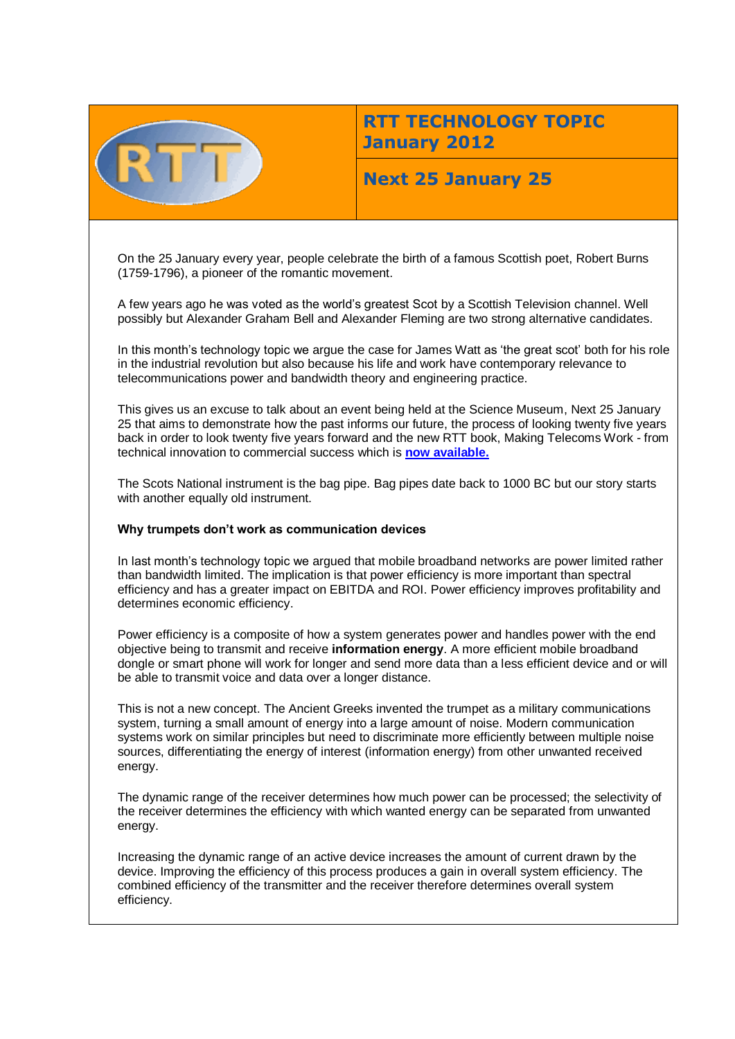# RTT TECHNOLOGY TOPIC January 2012

## Next 25 January 25

On the 25 January every year, people celebrate the birth of a famous Scottish poet, Robert Burns (1759-1796), a pioneer of the romantic movement.

A few years ago he was voted as the world's greatest Scot by a Scottish Television channel. Well possibly but Alexander Graham Bell and Alexander Fleming are two strong alternative candidates.

In this month's technology topic we argue the case for James Watt as 'the great scot' both for his role in the industrial revolution but also because his life and work have contemporary relevance to telecommunications power and bandwidth theory and engineering practice.

This gives us an excuse to talk about an event being held at the Science Museum, Next 25 January 25 that aims to demonstrate how the past informs our future, the process of looking twenty five years back in order to look twenty five years forward and the new RTT book, Making Telecoms Work - from technical innovation to commercial success which is **now available.**

The Scots National instrument is the bag pipe. Bag pipes date back to 1000 BC but our story starts with another equally old instrument.

**Why trumpets don't work as communication devices**

In last month's technology topic we argued that mobile broadband networks are power limited rather than bandwidth limited. The implication is that power efficiency is more important than spectral efficiency and has a greater impact on EBITDA and ROI. Power efficiency improves profitability and determines economic efficiency.

Power efficiency is a composite of how a system generates power and handles power with the end objective being to transmit and receive **information energy**. A more efficient mobile broadband dongle or smart phone will work for longer and send more data than a less efficient device and or will be able to transmit voice and data over a longer distance.

This is not a new concept. The Ancient Greeks invented the trumpet as a military communications system, turning a small amount of energy into a large amount of noise. Modern communication systems work on similar principles but need to discriminate more efficiently between multiple noise sources, differentiating the energy of interest (information energy) from other unwanted received energy.

The dynamic range of the receiver determines how much power can be processed; the selectivity of the receiver determines the efficiency with which wanted energy can be separated from unwanted energy.

Increasing the dynamic range of an active device increases the amount of current drawn by the device. Improving the efficiency of this process produces a gain in overall system efficiency. The combined efficiency of the transmitter and the receiver therefore determines overall system efficiency.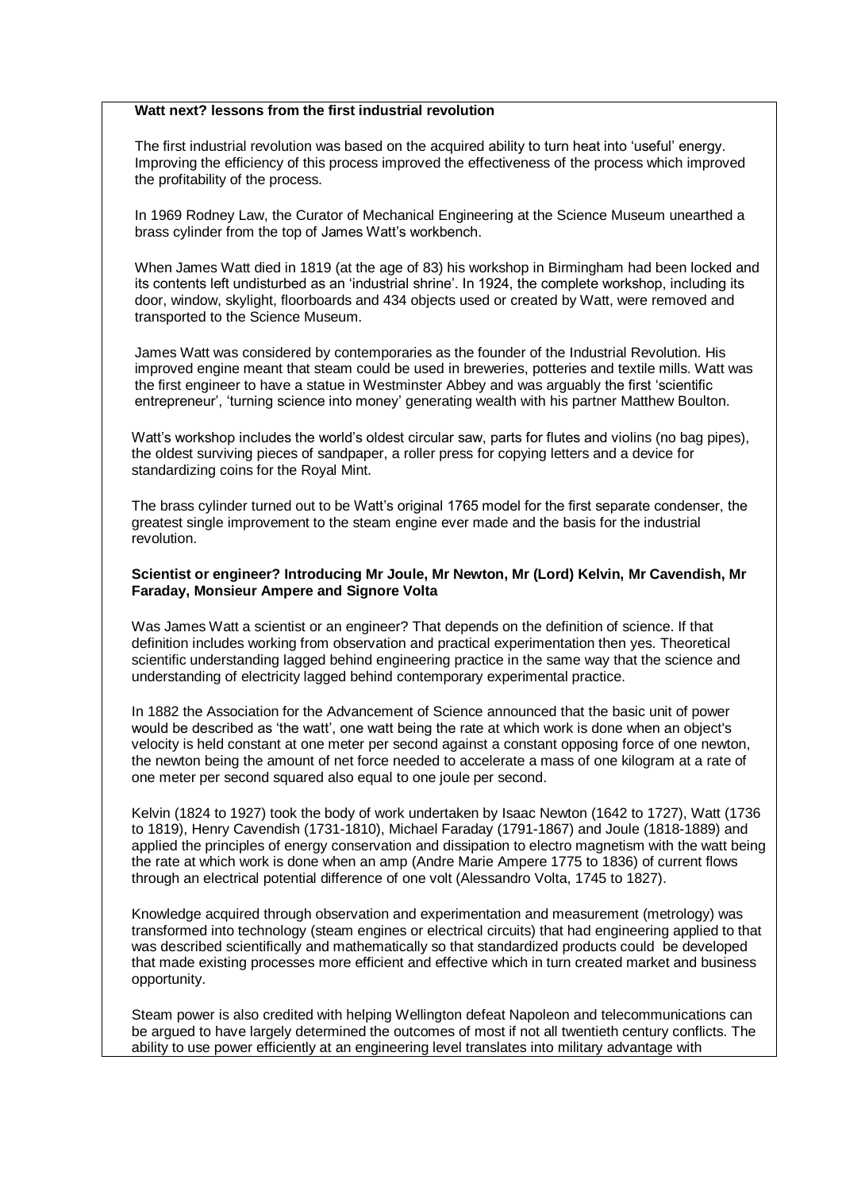**Watt next? lessons from the first industrial revolution**

The first industrial revolution was based on the acquired ability to turn heat into 'useful' energy. Improving the efficiency of this process improved the effectiveness of the process which improved the profitability of the process.

In 1969 Rodney Law, the Curator of Mechanical Engineering at the Science Museum unearthed a brass cylinder from the top of James Watt's workbench.

When James Watt died in 1819 (at the age of 83) his workshop in Birmingham had been locked and its contents left undisturbed as an 'industrial shrine'. In 1924, the complete workshop, including its door, window, skylight, floorboards and 434 objects used or created by Watt, were removed and transported to the Science Museum.

James Watt was considered by contemporaries as the founder of the Industrial Revolution. His improved engine meant that steam could be used in breweries, potteries and textile mills. Watt was the first engineer to have a statue in Westminster Abbey and was arguably the first 'scientific entrepreneur', 'turning science into money' generating wealth with his partner Matthew Boulton.

Watt's workshop includes the world's oldest circular saw, parts for flutes and violins (no bag pipes), the oldest surviving pieces of sandpaper, a roller press for copying letters and a device for standardizing coins for the Royal Mint.

The brass cylinder turned out to be Watt's original 1765 model for the first separate condenser, the greatest single improvement to the steam engine ever made and the basis for the industrial revolution.

**Scientist or engineer? Introducing Mr Joule, Mr Newton, Mr (Lord) Kelvin, Mr Cavendish, Mr Faraday, Monsieur Ampere and Signore Volta**

Was James Watt a scientist or an engineer? That depends on the definition of science. If that definition includes working from observation and practical experimentation then yes. Theoretical scientific understanding lagged behind engineering practice in the same way that the science and understanding of electricity lagged behind contemporary experimental practice.

In 1882 the Association for the Advancement of Science announced that the basic unit of power would be described as 'the watt', one watt being the rate at which work is done when an object's velocity is held constant at one meter per second against a constant opposing force of one newton, the newton being the amount of net force needed to accelerate a mass of one kilogram at a rate of one meter per second squared also equal to one joule per second.

Kelvin (1824 to 1927) took the body of work undertaken by Isaac Newton (1642 to 1727), Watt (1736 to 1819), Henry Cavendish (1731-1810), Michael Faraday (1791-1867) and Joule (1818-1889) and applied the principles of energy conservation and dissipation to electro magnetism with the watt being the rate at which work is done when an amp (Andre Marie Ampere 1775 to 1836) of current flows through an electrical potential difference of one volt (Alessandro Volta, 1745 to 1827).

Knowledge acquired through observation and experimentation and measurement (metrology) was transformed into technology (steam engines or electrical circuits) that had engineering applied to that was described scientifically and mathematically so that standardized products could be developed that made existing processes more efficient and effective which in turn created market and business opportunity.

Steam power is also credited with helping Wellington defeat Napoleon and telecommunications can be argued to have largely determined the outcomes of most if not all twentieth century conflicts. The ability to use power efficiently at an engineering level translates into military advantage with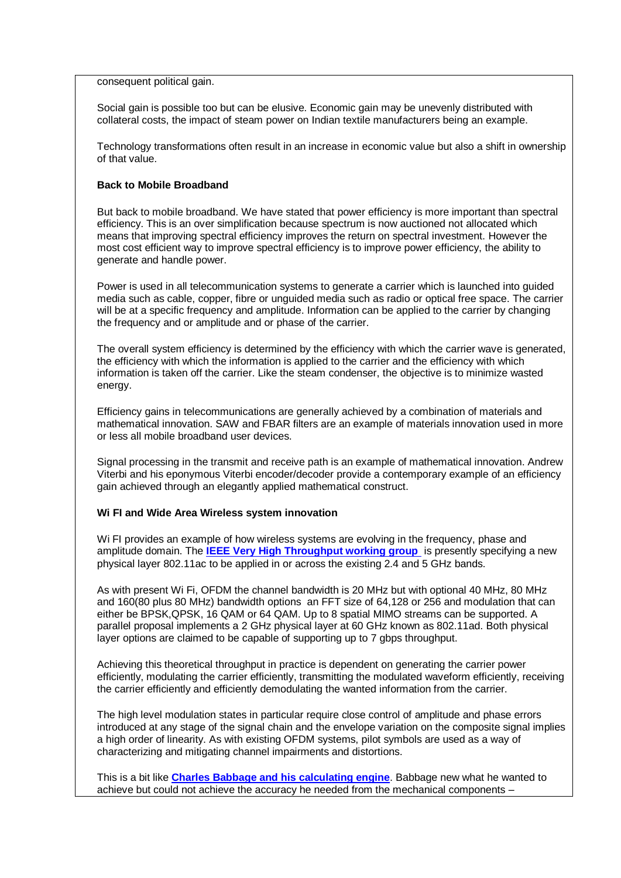consequent political gain.

Social gain is possible too but can be elusive. Economic gain may be unevenly distributed with collateral costs, the impact of steam power on Indian textile manufacturers being an example.

Technology transformations often result in an increase in economic value but also a shift in ownership of that value.

**Back to Mobile Broadband**

But back to mobile broadband. We have stated that power efficiency is more important than spectral efficiency. This is an over simplification because spectrum is now auctioned not allocated which means that improving spectral efficiency improves the return on spectral investment. However the most cost efficient way to improve spectral efficiency is to improve power efficiency, the ability to generate and handle power.

Power is used in all telecommunication systems to generate a carrier which is launched into guided media such as cable, copper, fibre or unguided media such as radio or optical free space. The carrier will be at a specific frequency and amplitude. Information can be applied to the carrier by changing the frequency and or amplitude and or phase of the carrier.

The overall system efficiency is determined by the efficiency with which the carrier wave is generated, the efficiency with which the information is applied to the carrier and the efficiency with which information is taken off the carrier. Like the steam condenser, the objective is to minimize wasted energy.

Efficiency gains in telecommunications are generally achieved by a combination of materials and mathematical innovation. SAW and FBAR filters are an example of materials innovation used in more or less all mobile broadband user devices.

Signal processing in the transmit and receive path is an example of mathematical innovation. Andrew Viterbi and his eponymous Viterbi encoder/decoder provide a contemporary example of an efficiency gain achieved through an elegantly applied mathematical construct.

**Wi FI and Wide Area Wireless system innovation**

Wi FI provides an example of how wireless systems are evolving in the frequency, phase and amplitude domain. The **IEEE Very High Throughput working group** is presently specifying a new physical layer 802.11ac to be applied in or across the existing 2.4 and 5 GHz bands.

As with present Wi Fi, OFDM the channel bandwidth is 20 MHz but with optional 40 MHz, 80 MHz and 160(80 plus 80 MHz) bandwidth options an FFT size of 64,128 or 256 and modulation that can either be BPSK,QPSK, 16 QAM or 64 QAM. Up to 8 spatial MIMO streams can be supported. A parallel proposal implements a 2 GHz physical layer at 60 GHz known as 802.11ad. Both physical layer options are claimed to be capable of supporting up to 7 gbps throughput.

Achieving this theoretical throughput in practice is dependent on generating the carrier power efficiently, modulating the carrier efficiently, transmitting the modulated waveform efficiently, receiving the carrier efficiently and efficiently demodulating the wanted information from the carrier.

The high level modulation states in particular require close control of amplitude and phase errors introduced at any stage of the signal chain and the envelope variation on the composite signal implies a high order of linearity. As with existing OFDM systems, pilot symbols are used as a way of characterizing and mitigating channel impairments and distortions.

This is a bit like **Charles Babbage and his calculating engine**. Babbage new what he wanted to achieve but could not achieve the accuracy he needed from the mechanical components –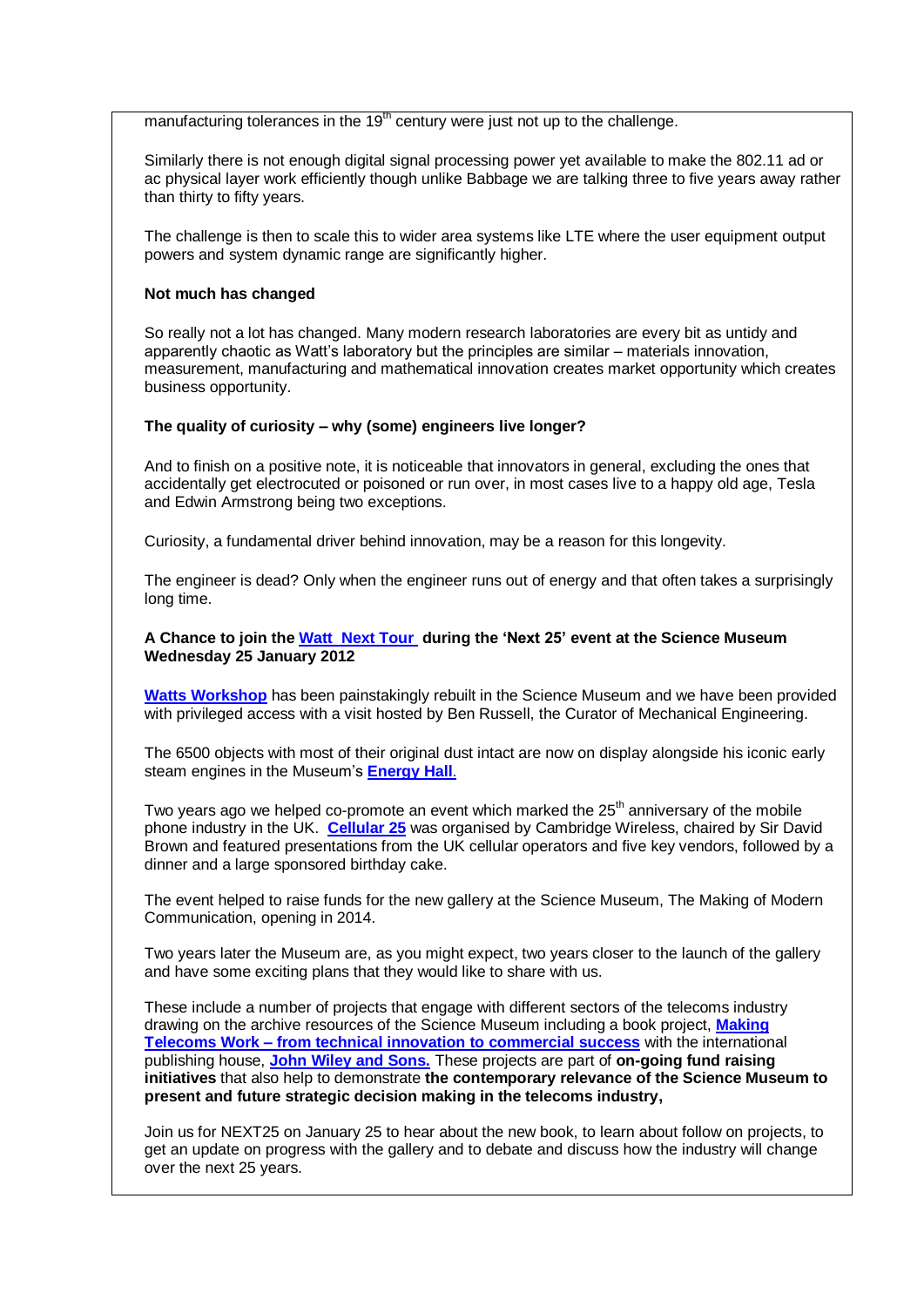manufacturing tolerances in the $19^{th}$ century were just not up to the challenge.

Similarly there is not enough digital signal processing power yet available to make the 802.11 ad or ac physical layer work efficiently though unlike Babbage we are talking three to five years away rather than thirty to fifty years.

The challenge is then to scale this to wider area systems like LTE where the user equipment output powers and system dynamic range are significantly higher.

**Not much has changed**

So really not a lot has changed. Many modern research laboratories are every bit as untidy and apparently chaotic as Watt's laboratory but the principles are similar – materials innovation, measurement, manufacturing and mathematical innovation creates market opportunity which creates business opportunity.

**The quality of curiosity – why (some) engineers live longer?**

And to finish on a positive note, it is noticeable that innovators in general, excluding the ones that accidentally get electrocuted or poisoned or run over, in most cases live to a happy old age, Tesla and Edwin Armstrong being two exceptions.

Curiosity, a fundamental driver behind innovation, may be a reason for this longevity.

The engineer is dead? Only when the engineer runs out of energy and that often takes a surprisingly long time.

**A Chance to join the Watt Next Tour during the 'Next 25' event at the Science Museum Wednesday 25 January 2012**

**Watts Workshop** has been painstakingly rebuilt in the Science Museum and we have been provided with privileged access with a visit hosted by Ben Russell, the Curator of Mechanical Engineering.

The 6500 objects with most of their original dust intact are now on display alongside his iconic early steam engines in the Museum's **Energy Hall**.

Two years ago we helped co-promote an event which marked the $25^{th}$ anniversary of the mobile phone industry in the UK. **Cellular 25** was organised by Cambridge Wireless, chaired by Sir David Brown and featured presentations from the UK cellular operators and five key vendors, followed by a dinner and a large sponsored birthday cake.

The event helped to raise funds for the new gallery at the Science Museum, The Making of Modern Communication, opening in 2014.

Two years later the Museum are, as you might expect, two years closer to the launch of the gallery and have some exciting plans that they would like to share with us.

These include a number of projects that engage with different sectors of the telecoms industry drawing on the archive resources of the Science Museum including a book project, **Making Telecoms Work – from technical innovation to commercial success** with the international publishing house, **John Wiley and Sons.** These projects are part of **on-going fund raising initiatives** that also help to demonstrate **the contemporary relevance of the Science Museum to present and future strategic decision making in the telecoms industry,**

Join us for NEXT25 on January 25 to hear about the new book, to learn about follow on projects, to get an update on progress with the gallery and to debate and discuss how the industry will change over the next 25 years.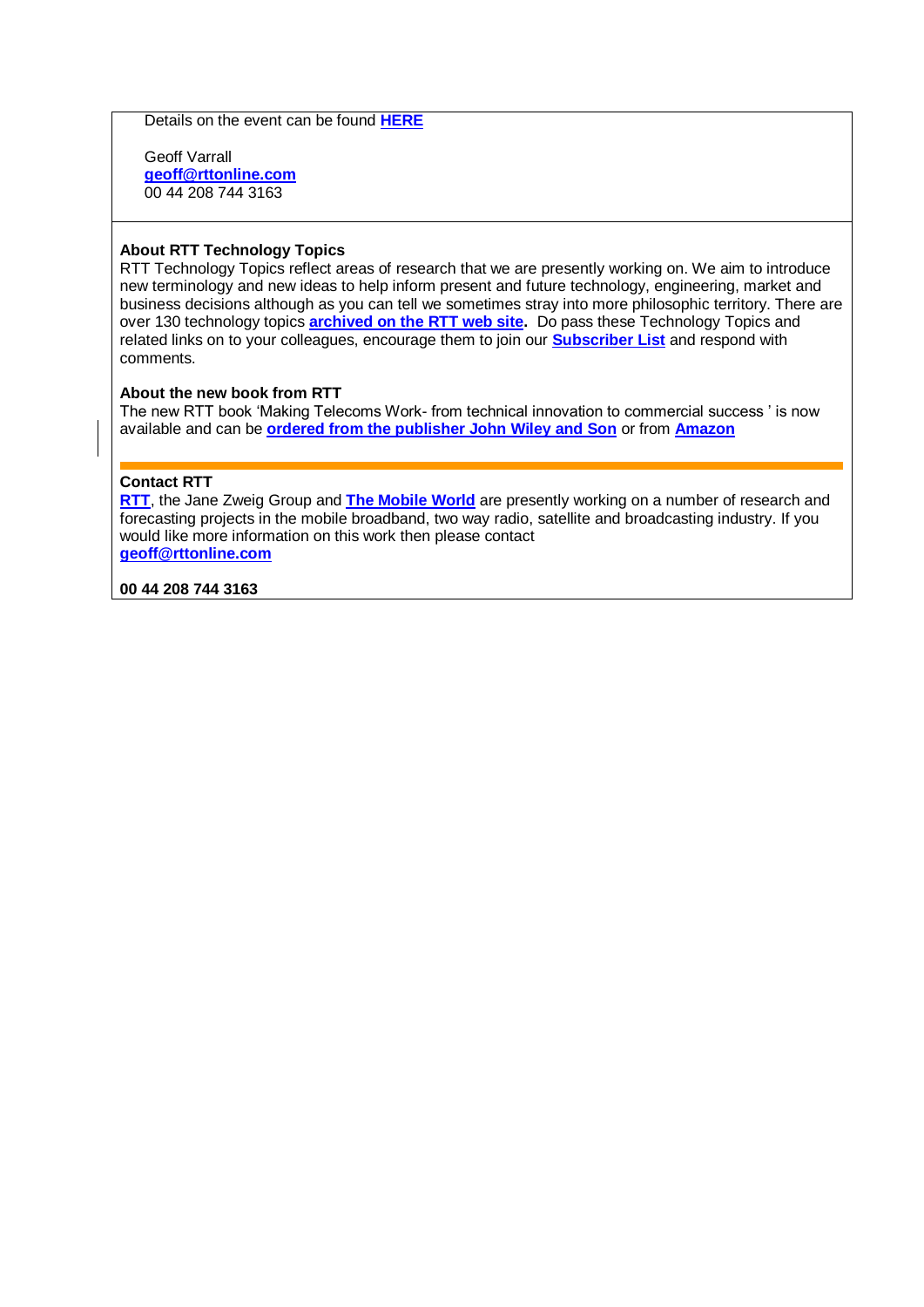Details on the event can be found **HERE**

Geoff Varrall
**geoff@rttonline.com**
00 44 208 744 3163

**About RTT Technology Topics**
RTT Technology Topics reflect areas of research that we are presently working on. We aim to introduce new terminology and new ideas to help inform present and future technology, engineering, market and business decisions although as you can tell we sometimes stray into more philosophic territory. There are over 130 technology topics **archived on the RTT web site.** Do pass these Technology Topics and related links on to your colleagues, encourage them to join our **Subscriber List** and respond with comments.

**About the new book from RTT**
The new RTT book 'Making Telecoms Work- from technical innovation to commercial success ' is now available and can be **ordered from the publisher John Wiley and Son** or from **Amazon**

---

**Contact RTT**
**RTT**, the Jane Zweig Group and **The Mobile World** are presently working on a number of research and forecasting projects in the mobile broadband, two way radio, satellite and broadcasting industry. If you would like more information on this work then please contact
**geoff@rttonline.com**

**00 44 208 744 3163**